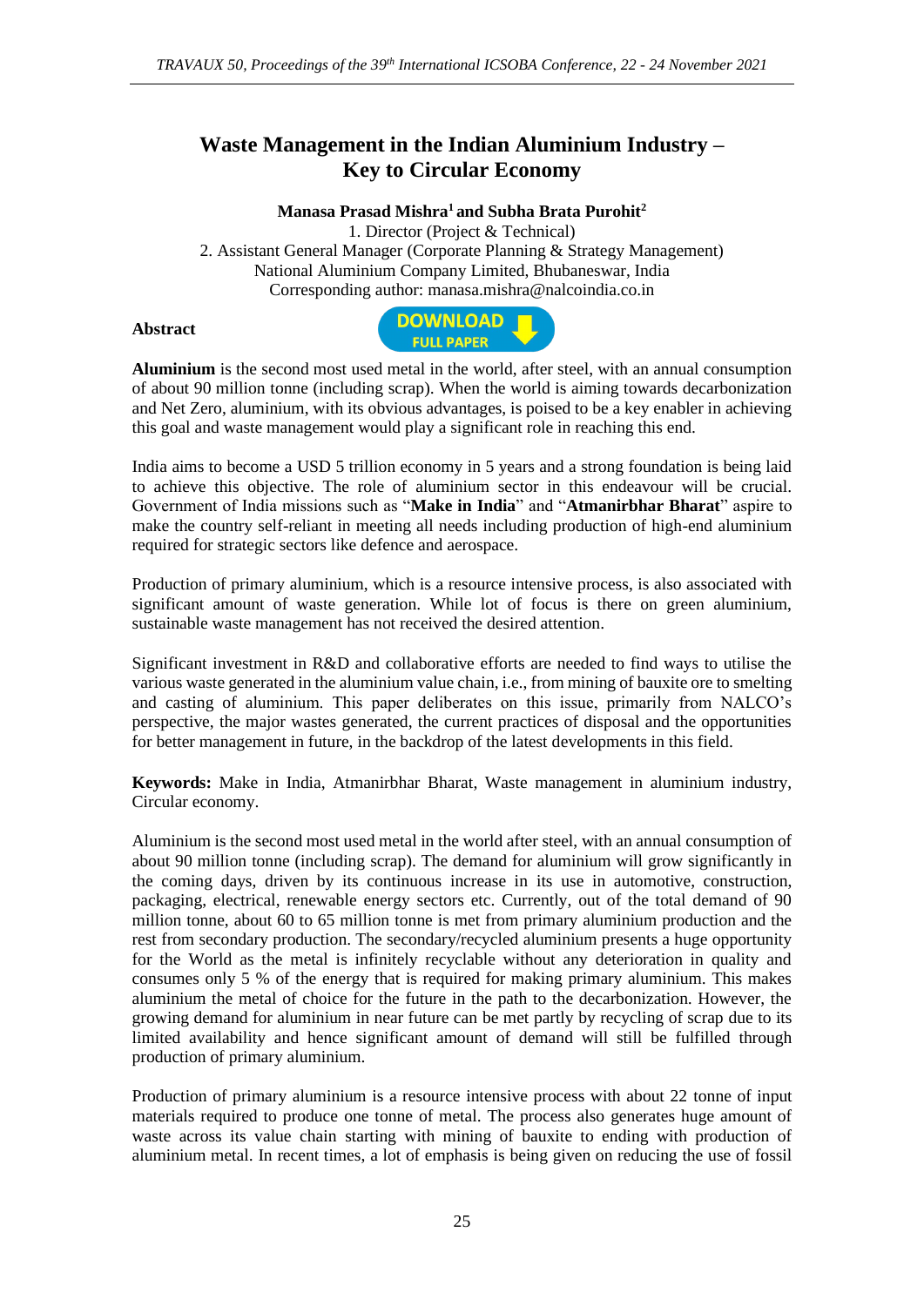# Waste Management in the Indian Aluminium Industry – Key to Circular Economy

**Manasa Prasad Mishra[1] and Subha Brata Purohit[2]**

1. Director (Project & Technical)
2. Assistant General Manager (Corporate Planning & Strategy Management)
National Aluminium Company Limited, Bhubaneswar, India
Corresponding author: manasa.mishra@nalcoindia.co.in

## Abstract

**Aluminium** is the second most used metal in the world, after steel, with an annual consumption of about 90 million tonne (including scrap). When the world is aiming towards decarbonization and Net Zero, aluminium, with its obvious advantages, is poised to be a key enabler in achieving this goal and waste management would play a significant role in reaching this end.

India aims to become a USD 5 trillion economy in 5 years and a strong foundation is being laid to achieve this objective. The role of aluminium sector in this endeavour will be crucial. Government of India missions such as "**Make in India**" and "**Atmanirbhar Bharat**" aspire to make the country self-reliant in meeting all needs including production of high-end aluminium required for strategic sectors like defence and aerospace.

Production of primary aluminium, which is a resource intensive process, is also associated with significant amount of waste generation. While lot of focus is there on green aluminium, sustainable waste management has not received the desired attention.

Significant investment in R&D and collaborative efforts are needed to find ways to utilise the various waste generated in the aluminium value chain, i.e., from mining of bauxite ore to smelting and casting of aluminium. This paper deliberates on this issue, primarily from NALCO's perspective, the major wastes generated, the current practices of disposal and the opportunities for better management in future, in the backdrop of the latest developments in this field.

**Keywords:** Make in India, Atmanirbhar Bharat, Waste management in aluminium industry, Circular economy.

Aluminium is the second most used metal in the world after steel, with an annual consumption of about 90 million tonne (including scrap). The demand for aluminium will grow significantly in the coming days, driven by its continuous increase in its use in automotive, construction, packaging, electrical, renewable energy sectors etc. Currently, out of the total demand of 90 million tonne, about 60 to 65 million tonne is met from primary aluminium production and the rest from secondary production. The secondary/recycled aluminium presents a huge opportunity for the World as the metal is infinitely recyclable without any deterioration in quality and consumes only 5 % of the energy that is required for making primary aluminium. This makes aluminium the metal of choice for the future in the path to the decarbonization. However, the growing demand for aluminium in near future can be met partly by recycling of scrap due to its limited availability and hence significant amount of demand will still be fulfilled through production of primary aluminium.

Production of primary aluminium is a resource intensive process with about 22 tonne of input materials required to produce one tonne of metal. The process also generates huge amount of waste across its value chain starting with mining of bauxite to ending with production of aluminium metal. In recent times, a lot of emphasis is being given on reducing the use of fossil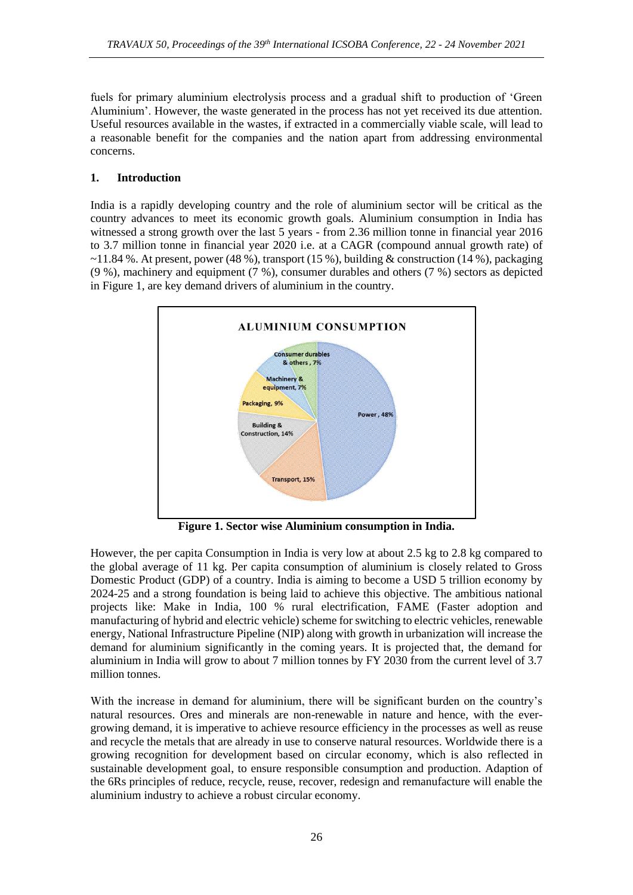fuels for primary aluminium electrolysis process and a gradual shift to production of 'Green Aluminium'. However, the waste generated in the process has not yet received its due attention. Useful resources available in the wastes, if extracted in a commercially viable scale, will lead to a reasonable benefit for the companies and the nation apart from addressing environmental concerns.

## 1. Introduction

India is a rapidly developing country and the role of aluminium sector will be critical as the country advances to meet its economic growth goals. Aluminium consumption in India has witnessed a strong growth over the last 5 years - from 2.36 million tonne in financial year 2016 to 3.7 million tonne in financial year 2020 i.e. at a CAGR (compound annual growth rate) of ~11.84 %. At present, power (48 %), transport (15 %), building & construction (14 %), packaging (9 %), machinery and equipment (7 %), consumer durables and others (7 %) sectors as depicted in Figure 1, are key demand drivers of aluminium in the country.

**Figure 1. Sector wise Aluminium consumption in India.**

However, the per capita Consumption in India is very low at about 2.5 kg to 2.8 kg compared to the global average of 11 kg. Per capita consumption of aluminium is closely related to Gross Domestic Product (GDP) of a country. India is aiming to become a USD 5 trillion economy by 2024-25 and a strong foundation is being laid to achieve this objective. The ambitious national projects like: Make in India, 100 % rural electrification, FAME (Faster adoption and manufacturing of hybrid and electric vehicle) scheme for switching to electric vehicles, renewable energy, National Infrastructure Pipeline (NIP) along with growth in urbanization will increase the demand for aluminium significantly in the coming years. It is projected that, the demand for aluminium in India will grow to about 7 million tonnes by FY 2030 from the current level of 3.7 million tonnes.

With the increase in demand for aluminium, there will be significant burden on the country's natural resources. Ores and minerals are non-renewable in nature and hence, with the ever-growing demand, it is imperative to achieve resource efficiency in the processes as well as reuse and recycle the metals that are already in use to conserve natural resources. Worldwide there is a growing recognition for development based on circular economy, which is also reflected in sustainable development goal, to ensure responsible consumption and production. Adaption of the 6Rs principles of reduce, recycle, reuse, recover, redesign and remanufacture will enable the aluminium industry to achieve a robust circular economy.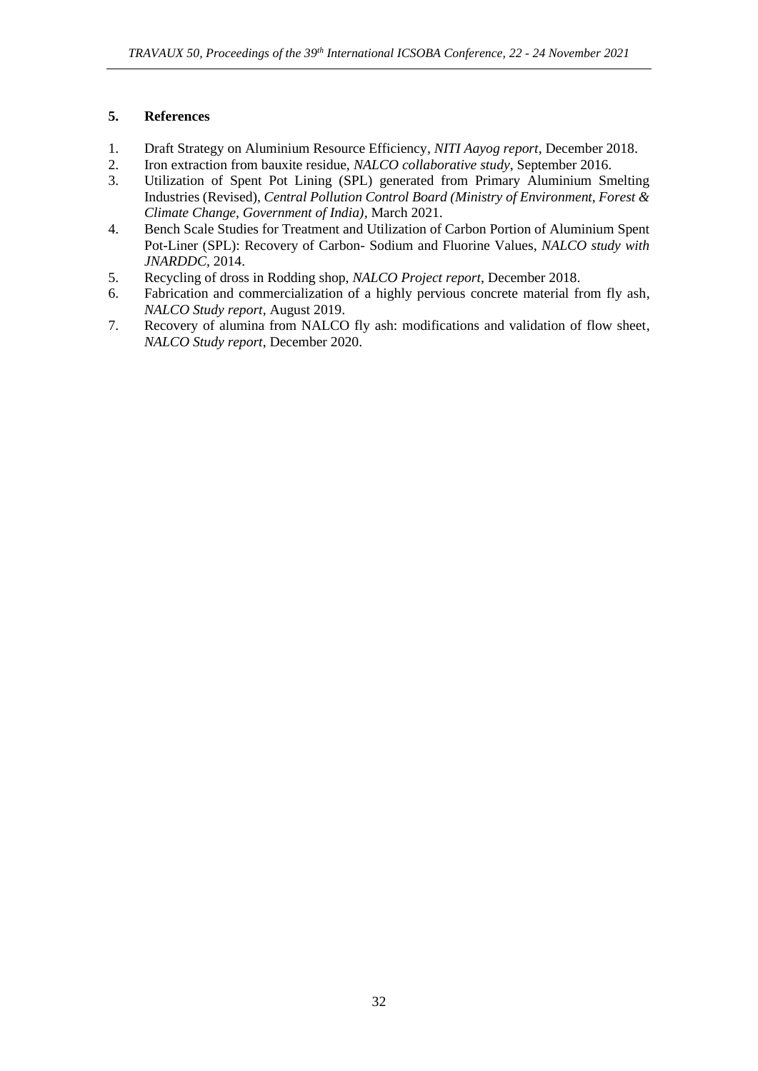## 5. References

1. Draft Strategy on Aluminium Resource Efficiency, *NITI Aayog report*, December 2018.
2. Iron extraction from bauxite residue, *NALCO collaborative study*, September 2016.
3. Utilization of Spent Pot Lining (SPL) generated from Primary Aluminium Smelting Industries (Revised), *Central Pollution Control Board (Ministry of Environment, Forest & Climate Change, Government of India)*, March 2021.
4. Bench Scale Studies for Treatment and Utilization of Carbon Portion of Aluminium Spent Pot-Liner (SPL): Recovery of Carbon- Sodium and Fluorine Values, *NALCO study with JNARDDC*, 2014.
5. Recycling of dross in Rodding shop, *NALCO Project report*, December 2018.
6. Fabrication and commercialization of a highly pervious concrete material from fly ash, *NALCO Study report*, August 2019.
7. Recovery of alumina from NALCO fly ash: modifications and validation of flow sheet, *NALCO Study report*, December 2020.